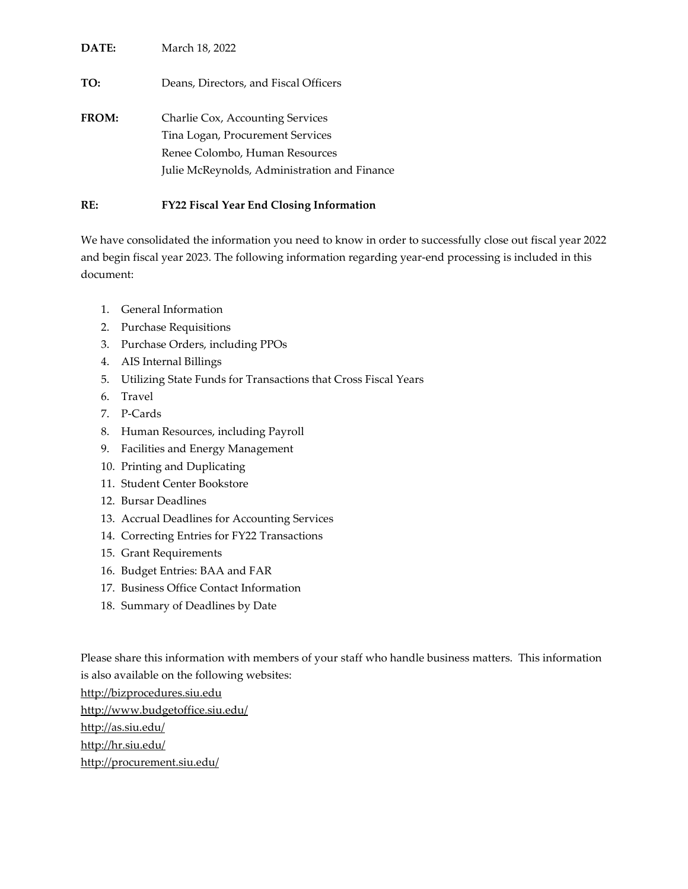**DATE:** March 18, 2022

**TO:** Deans, Directors, and Fiscal Officers

**FROM:** Charlie Cox, Accounting Services
Tina Logan, Procurement Services
Renee Colombo, Human Resources
Julie McReynolds, Administration and Finance

**RE:** **FY22 Fiscal Year End Closing Information**

We have consolidated the information you need to know in order to successfully close out fiscal year 2022 and begin fiscal year 2023. The following information regarding year-end processing is included in this document:

1. General Information
2. Purchase Requisitions
3. Purchase Orders, including PPOs
4. AIS Internal Billings
5. Utilizing State Funds for Transactions that Cross Fiscal Years
6. Travel
7. P-Cards
8. Human Resources, including Payroll
9. Facilities and Energy Management
10. Printing and Duplicating
11. Student Center Bookstore
12. Bursar Deadlines
13. Accrual Deadlines for Accounting Services
14. Correcting Entries for FY22 Transactions
15. Grant Requirements
16. Budget Entries: BAA and FAR
17. Business Office Contact Information
18. Summary of Deadlines by Date

Please share this information with members of your staff who handle business matters. This information is also available on the following websites:
http://bizprocedures.siu.edu
http://www.budgetoffice.siu.edu/
http://as.siu.edu/
http://hr.siu.edu/
http://procurement.siu.edu/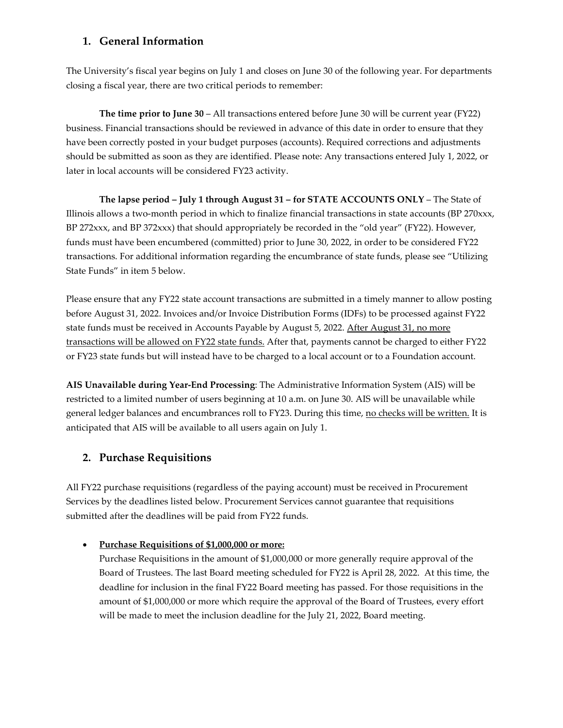## 1. General Information

The University's fiscal year begins on July 1 and closes on June 30 of the following year. For departments closing a fiscal year, there are two critical periods to remember:

**The time prior to June 30** – All transactions entered before June 30 will be current year (FY22) business. Financial transactions should be reviewed in advance of this date in order to ensure that they have been correctly posted in your budget purposes (accounts). Required corrections and adjustments should be submitted as soon as they are identified. Please note: Any transactions entered July 1, 2022, or later in local accounts will be considered FY23 activity.

**The lapse period – July 1 through August 31 – for STATE ACCOUNTS ONLY** – The State of Illinois allows a two-month period in which to finalize financial transactions in state accounts (BP 270xxx, BP 272xxx, and BP 372xxx) that should appropriately be recorded in the "old year" (FY22). However, funds must have been encumbered (committed) prior to June 30, 2022, in order to be considered FY22 transactions. For additional information regarding the encumbrance of state funds, please see "Utilizing State Funds" in item 5 below.

Please ensure that any FY22 state account transactions are submitted in a timely manner to allow posting before August 31, 2022. Invoices and/or Invoice Distribution Forms (IDFs) to be processed against FY22 state funds must be received in Accounts Payable by August 5, 2022. <u>After August 31, no more transactions will be allowed on FY22 state funds.</u> After that, payments cannot be charged to either FY22 or FY23 state funds but will instead have to be charged to a local account or to a Foundation account.

**AIS Unavailable during Year-End Processing**: The Administrative Information System (AIS) will be restricted to a limited number of users beginning at 10 a.m. on June 30. AIS will be unavailable while general ledger balances and encumbrances roll to FY23. During this time, <u>no checks will be written.</u> It is anticipated that AIS will be available to all users again on July 1.

## 2. Purchase Requisitions

All FY22 purchase requisitions (regardless of the paying account) must be received in Procurement Services by the deadlines listed below. Procurement Services cannot guarantee that requisitions submitted after the deadlines will be paid from FY22 funds.

- **<u>Purchase Requisitions of $1,000,000 or more:</u>**
  Purchase Requisitions in the amount of $1,000,000 or more generally require approval of the Board of Trustees. The last Board meeting scheduled for FY22 is April 28, 2022. At this time, the deadline for inclusion in the final FY22 Board meeting has passed. For those requisitions in the amount of $1,000,000 or more which require the approval of the Board of Trustees, every effort will be made to meet the inclusion deadline for the July 21, 2022, Board meeting.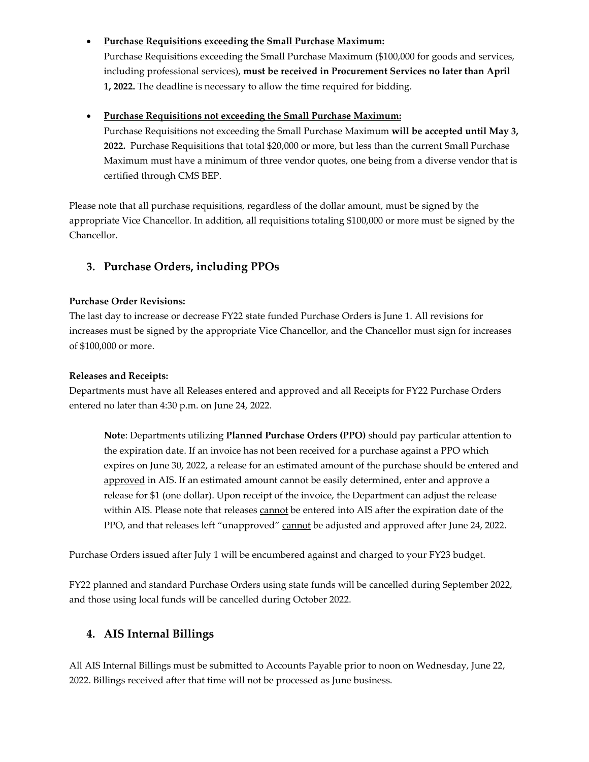- **Purchase Requisitions exceeding the Small Purchase Maximum:**
  Purchase Requisitions exceeding the Small Purchase Maximum ($100,000 for goods and services, including professional services), **must be received in Procurement Services no later than April 1, 2022.** The deadline is necessary to allow the time required for bidding.

- **Purchase Requisitions not exceeding the Small Purchase Maximum:**
  Purchase Requisitions not exceeding the Small Purchase Maximum **will be accepted until May 3, 2022.** Purchase Requisitions that total $20,000 or more, but less than the current Small Purchase Maximum must have a minimum of three vendor quotes, one being from a diverse vendor that is certified through CMS BEP.

Please note that all purchase requisitions, regardless of the dollar amount, must be signed by the appropriate Vice Chancellor. In addition, all requisitions totaling $100,000 or more must be signed by the Chancellor.

## 3. Purchase Orders, including PPOs

**Purchase Order Revisions:**
The last day to increase or decrease FY22 state funded Purchase Orders is June 1. All revisions for increases must be signed by the appropriate Vice Chancellor, and the Chancellor must sign for increases of $100,000 or more.

**Releases and Receipts:**
Departments must have all Releases entered and approved and all Receipts for FY22 Purchase Orders entered no later than 4:30 p.m. on June 24, 2022.

> **Note**: Departments utilizing **Planned Purchase Orders (PPO)** should pay particular attention to the expiration date. If an invoice has not been received for a purchase against a PPO which expires on June 30, 2022, a release for an estimated amount of the purchase should be entered and approved in AIS. If an estimated amount cannot be easily determined, enter and approve a release for $1 (one dollar). Upon receipt of the invoice, the Department can adjust the release within AIS. Please note that releases cannot be entered into AIS after the expiration date of the PPO, and that releases left "unapproved" cannot be adjusted and approved after June 24, 2022.

Purchase Orders issued after July 1 will be encumbered against and charged to your FY23 budget.

FY22 planned and standard Purchase Orders using state funds will be cancelled during September 2022, and those using local funds will be cancelled during October 2022.

## 4. AIS Internal Billings

All AIS Internal Billings must be submitted to Accounts Payable prior to noon on Wednesday, June 22, 2022. Billings received after that time will not be processed as June business.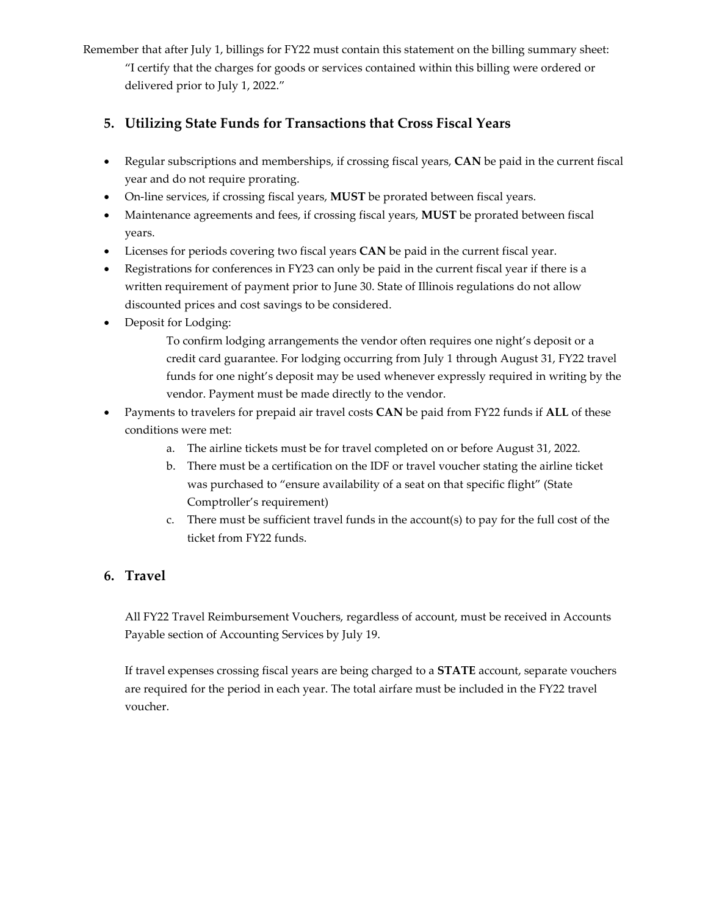Remember that after July 1, billings for FY22 must contain this statement on the billing summary sheet:

> "I certify that the charges for goods or services contained within this billing were ordered or delivered prior to July 1, 2022."

## 5. Utilizing State Funds for Transactions that Cross Fiscal Years

- Regular subscriptions and memberships, if crossing fiscal years, **CAN** be paid in the current fiscal year and do not require prorating.
- On-line services, if crossing fiscal years, **MUST** be prorated between fiscal years.
- Maintenance agreements and fees, if crossing fiscal years, **MUST** be prorated between fiscal years.
- Licenses for periods covering two fiscal years **CAN** be paid in the current fiscal year.
- Registrations for conferences in FY23 can only be paid in the current fiscal year if there is a written requirement of payment prior to June 30. State of Illinois regulations do not allow discounted prices and cost savings to be considered.
- Deposit for Lodging:

  To confirm lodging arrangements the vendor often requires one night's deposit or a credit card guarantee. For lodging occurring from July 1 through August 31, FY22 travel funds for one night's deposit may be used whenever expressly required in writing by the vendor. Payment must be made directly to the vendor.
- Payments to travelers for prepaid air travel costs **CAN** be paid from FY22 funds if **ALL** of these conditions were met:
  a. The airline tickets must be for travel completed on or before August 31, 2022.
  b. There must be a certification on the IDF or travel voucher stating the airline ticket was purchased to "ensure availability of a seat on that specific flight" (State Comptroller's requirement)
  c. There must be sufficient travel funds in the account(s) to pay for the full cost of the ticket from FY22 funds.

## 6. Travel

All FY22 Travel Reimbursement Vouchers, regardless of account, must be received in Accounts Payable section of Accounting Services by July 19.

If travel expenses crossing fiscal years are being charged to a **STATE** account, separate vouchers are required for the period in each year. The total airfare must be included in the FY22 travel voucher.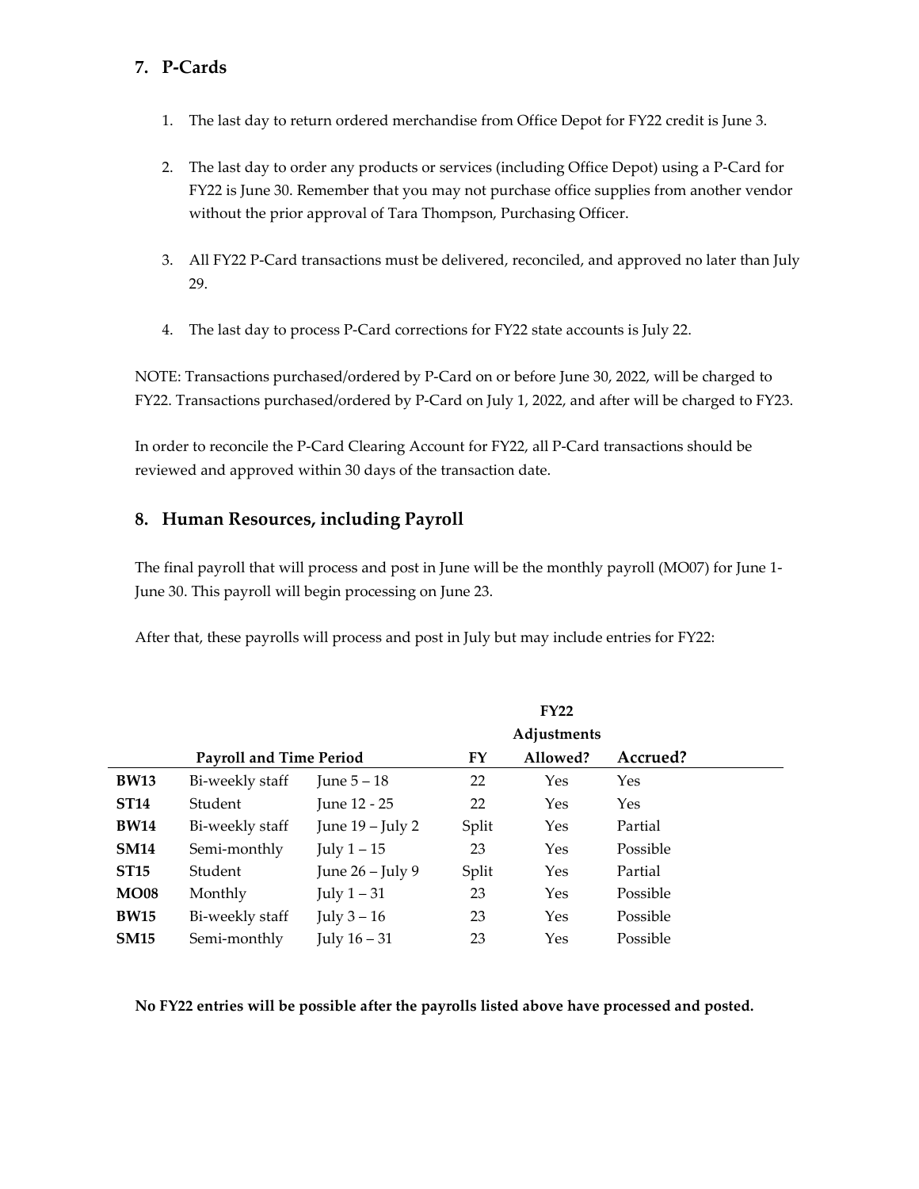## 7. P-Cards

1. The last day to return ordered merchandise from Office Depot for FY22 credit is June 3.

2. The last day to order any products or services (including Office Depot) using a P-Card for FY22 is June 30. Remember that you may not purchase office supplies from another vendor without the prior approval of Tara Thompson, Purchasing Officer.

3. All FY22 P-Card transactions must be delivered, reconciled, and approved no later than July 29.

4. The last day to process P-Card corrections for FY22 state accounts is July 22.

NOTE: Transactions purchased/ordered by P-Card on or before June 30, 2022, will be charged to FY22. Transactions purchased/ordered by P-Card on July 1, 2022, and after will be charged to FY23.

In order to reconcile the P-Card Clearing Account for FY22, all P-Card transactions should be reviewed and approved within 30 days of the transaction date.

## 8. Human Resources, including Payroll

The final payroll that will process and post in June will be the monthly payroll (MO07) for June 1-June 30. This payroll will begin processing on June 23.

After that, these payrolls will process and post in July but may include entries for FY22:

| | Payroll and Time Period | | FY | FY22 Adjustments Allowed? | Accrued? |
|---|---|---|---|---|---|
| **BW13** | Bi-weekly staff | June 5 – 18 | 22 | Yes | Yes |
| **ST14** | Student | June 12 - 25 | 22 | Yes | Yes |
| **BW14** | Bi-weekly staff | June 19 – July 2 | Split | Yes | Partial |
| **SM14** | Semi-monthly | July 1 – 15 | 23 | Yes | Possible |
| **ST15** | Student | June 26 – July 9 | Split | Yes | Partial |
| **MO08** | Monthly | July 1 – 31 | 23 | Yes | Possible |
| **BW15** | Bi-weekly staff | July 3 – 16 | 23 | Yes | Possible |
| **SM15** | Semi-monthly | July 16 – 31 | 23 | Yes | Possible |

**No FY22 entries will be possible after the payrolls listed above have processed and posted.**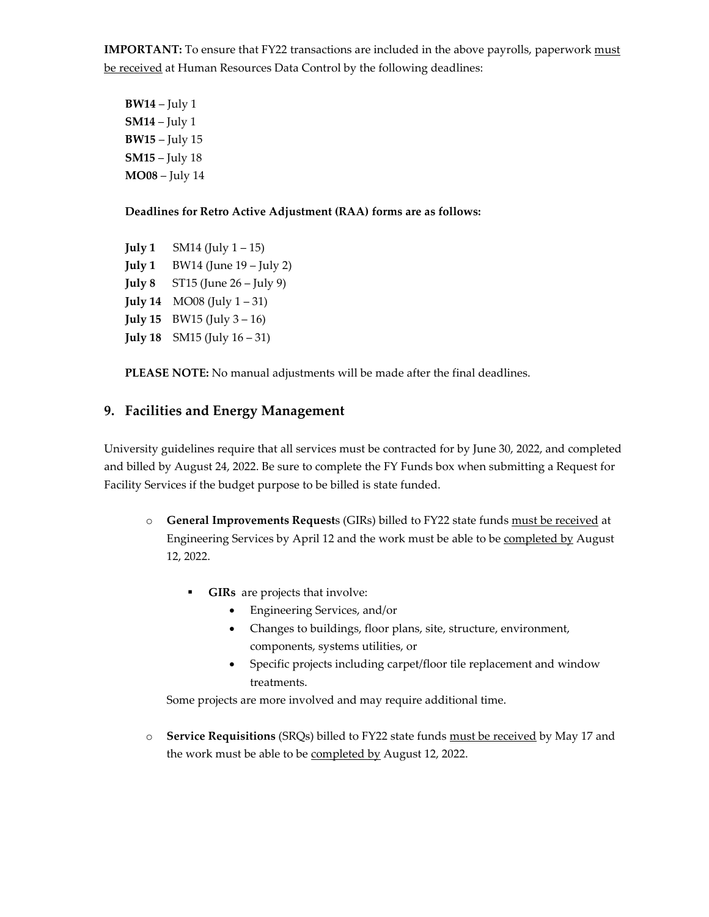**IMPORTANT:** To ensure that FY22 transactions are included in the above payrolls, paperwork must be received at Human Resources Data Control by the following deadlines:

**BW14** – July 1
**SM14** – July 1
**BW15** – July 15
**SM15** – July 18
**MO08** – July 14

**Deadlines for Retro Active Adjustment (RAA) forms are as follows:**

**July 1** SM14 (July 1 – 15)
**July 1** BW14 (June 19 – July 2)
**July 8** ST15 (June 26 – July 9)
**July 14** MO08 (July 1 – 31)
**July 15** BW15 (July 3 – 16)
**July 18** SM15 (July 16 – 31)

**PLEASE NOTE:** No manual adjustments will be made after the final deadlines.

## 9. Facilities and Energy Management

University guidelines require that all services must be contracted for by June 30, 2022, and completed and billed by August 24, 2022. Be sure to complete the FY Funds box when submitting a Request for Facility Services if the budget purpose to be billed is state funded.

- **General Improvements Request**s (GIRs) billed to FY22 state funds must be received at Engineering Services by April 12 and the work must be able to be completed by August 12, 2022.
    - **GIRs** are projects that involve:
        - Engineering Services, and/or
        - Changes to buildings, floor plans, site, structure, environment, components, systems utilities, or
        - Specific projects including carpet/floor tile replacement and window treatments.

  Some projects are more involved and may require additional time.

- **Service Requisitions** (SRQs) billed to FY22 state funds must be received by May 17 and the work must be able to be completed by August 12, 2022.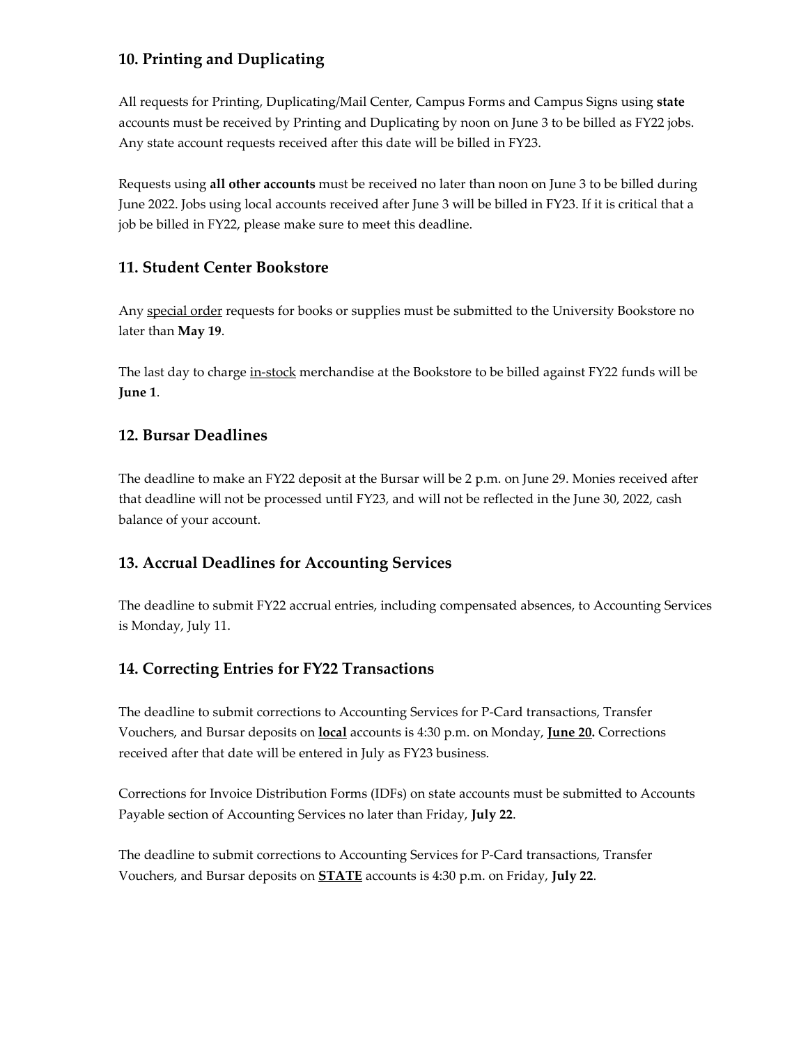## 10. Printing and Duplicating

All requests for Printing, Duplicating/Mail Center, Campus Forms and Campus Signs using **state** accounts must be received by Printing and Duplicating by noon on June 3 to be billed as FY22 jobs. Any state account requests received after this date will be billed in FY23.

Requests using **all other accounts** must be received no later than noon on June 3 to be billed during June 2022. Jobs using local accounts received after June 3 will be billed in FY23. If it is critical that a job be billed in FY22, please make sure to meet this deadline.

## 11. Student Center Bookstore

Any <u>special order</u> requests for books or supplies must be submitted to the University Bookstore no later than **May 19**.

The last day to charge <u>in-stock</u> merchandise at the Bookstore to be billed against FY22 funds will be **June 1**.

## 12. Bursar Deadlines

The deadline to make an FY22 deposit at the Bursar will be 2 p.m. on June 29. Monies received after that deadline will not be processed until FY23, and will not be reflected in the June 30, 2022, cash balance of your account.

## 13. Accrual Deadlines for Accounting Services

The deadline to submit FY22 accrual entries, including compensated absences, to Accounting Services is Monday, July 11.

## 14. Correcting Entries for FY22 Transactions

The deadline to submit corrections to Accounting Services for P-Card transactions, Transfer Vouchers, and Bursar deposits on **<u>local</u>** accounts is 4:30 p.m. on Monday, **<u>June 20</u>.** Corrections received after that date will be entered in July as FY23 business.

Corrections for Invoice Distribution Forms (IDFs) on state accounts must be submitted to Accounts Payable section of Accounting Services no later than Friday, **July 22**.

The deadline to submit corrections to Accounting Services for P-Card transactions, Transfer Vouchers, and Bursar deposits on **<u>STATE</u>** accounts is 4:30 p.m. on Friday, **July 22**.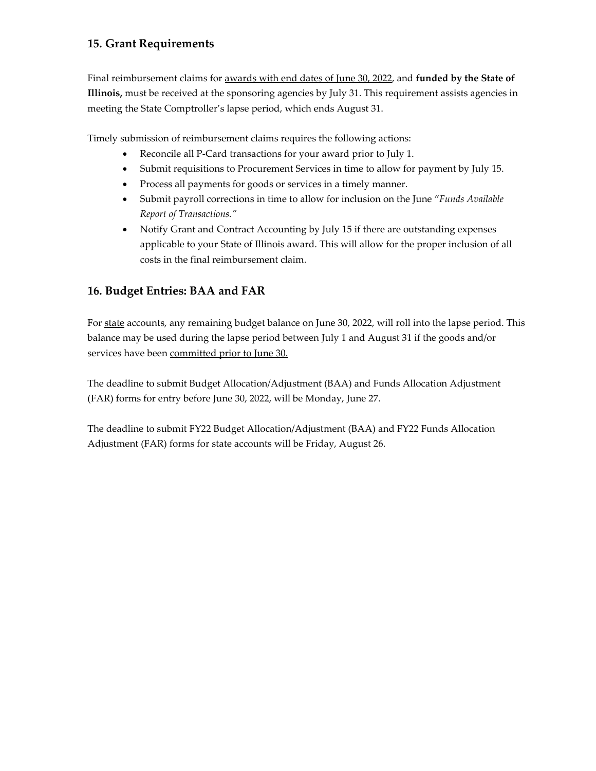## 15. Grant Requirements

Final reimbursement claims for awards with end dates of June 30, 2022, and **funded by the State of Illinois,** must be received at the sponsoring agencies by July 31. This requirement assists agencies in meeting the State Comptroller's lapse period, which ends August 31.

Timely submission of reimbursement claims requires the following actions:

- Reconcile all P-Card transactions for your award prior to July 1.
- Submit requisitions to Procurement Services in time to allow for payment by July 15.
- Process all payments for goods or services in a timely manner.
- Submit payroll corrections in time to allow for inclusion on the June "*Funds Available Report of Transactions.*"
- Notify Grant and Contract Accounting by July 15 if there are outstanding expenses applicable to your State of Illinois award. This will allow for the proper inclusion of all costs in the final reimbursement claim.

## 16. Budget Entries: BAA and FAR

For state accounts, any remaining budget balance on June 30, 2022, will roll into the lapse period. This balance may be used during the lapse period between July 1 and August 31 if the goods and/or services have been committed prior to June 30.

The deadline to submit Budget Allocation/Adjustment (BAA) and Funds Allocation Adjustment (FAR) forms for entry before June 30, 2022, will be Monday, June 27.

The deadline to submit FY22 Budget Allocation/Adjustment (BAA) and FY22 Funds Allocation Adjustment (FAR) forms for state accounts will be Friday, August 26.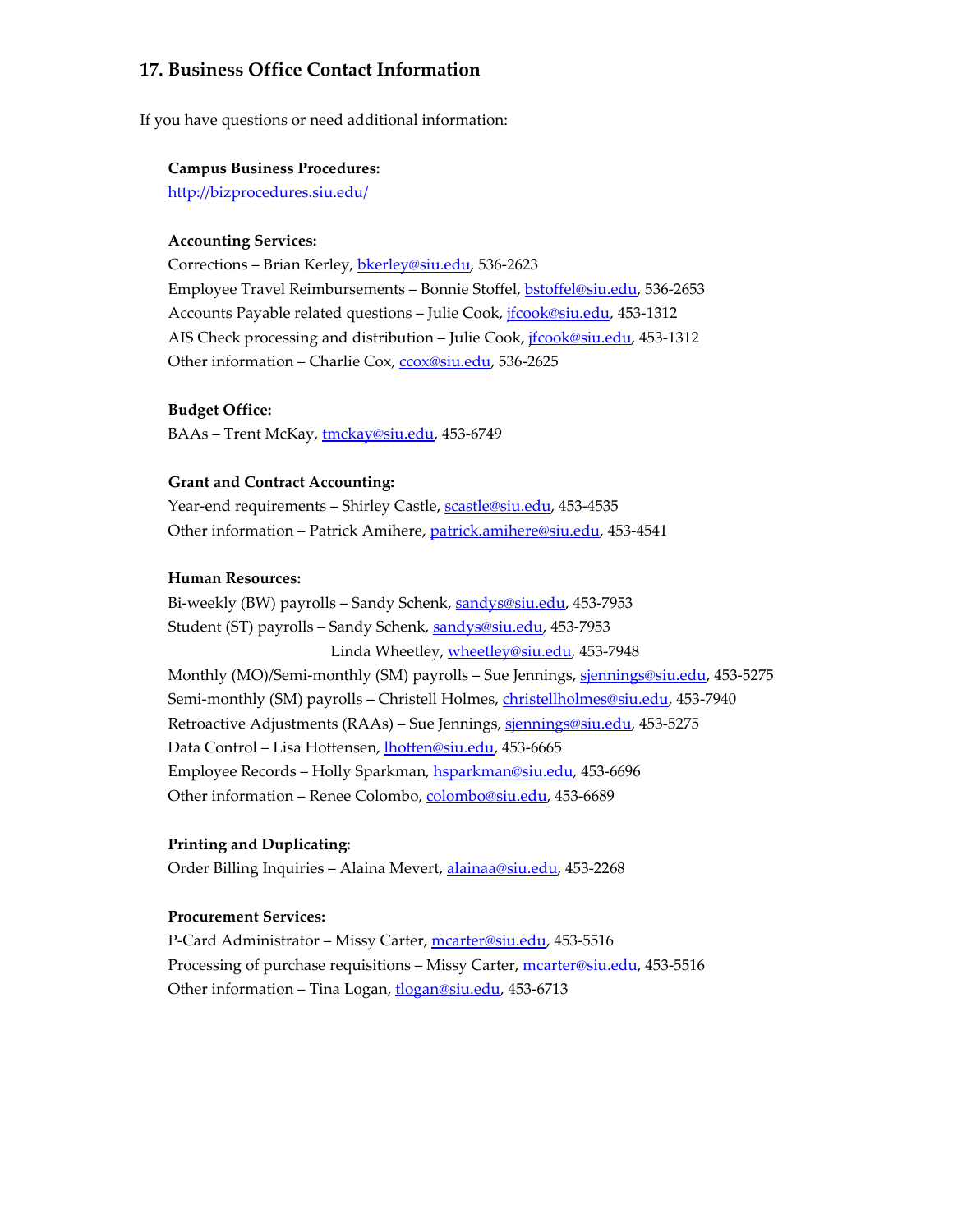## 17. Business Office Contact Information

If you have questions or need additional information:

**Campus Business Procedures:**
http://bizprocedures.siu.edu/

**Accounting Services:**
Corrections – Brian Kerley, bkerley@siu.edu, 536-2623
Employee Travel Reimbursements – Bonnie Stoffel, bstoffel@siu.edu, 536-2653
Accounts Payable related questions – Julie Cook, jfcook@siu.edu, 453-1312
AIS Check processing and distribution – Julie Cook, jfcook@siu.edu, 453-1312
Other information – Charlie Cox, ccox@siu.edu, 536-2625

**Budget Office:**
BAAs – Trent McKay, tmckay@siu.edu, 453-6749

**Grant and Contract Accounting:**
Year-end requirements – Shirley Castle, scastle@siu.edu, 453-4535
Other information – Patrick Amihere, patrick.amihere@siu.edu, 453-4541

**Human Resources:**
Bi-weekly (BW) payrolls – Sandy Schenk, sandys@siu.edu, 453-7953
Student (ST) payrolls – Sandy Schenk, sandys@siu.edu, 453-7953
Linda Wheetley, wheetley@siu.edu, 453-7948
Monthly (MO)/Semi-monthly (SM) payrolls – Sue Jennings, sjennings@siu.edu, 453-5275
Semi-monthly (SM) payrolls – Christell Holmes, christellholmes@siu.edu, 453-7940
Retroactive Adjustments (RAAs) – Sue Jennings, sjennings@siu.edu, 453-5275
Data Control – Lisa Hottensen, lhotten@siu.edu, 453-6665
Employee Records – Holly Sparkman, hsparkman@siu.edu, 453-6696
Other information – Renee Colombo, colombo@siu.edu, 453-6689

**Printing and Duplicating:**
Order Billing Inquiries – Alaina Mevert, alainaa@siu.edu, 453-2268

**Procurement Services:**
P-Card Administrator – Missy Carter, mcarter@siu.edu, 453-5516
Processing of purchase requisitions – Missy Carter, mcarter@siu.edu, 453-5516
Other information – Tina Logan, tlogan@siu.edu, 453-6713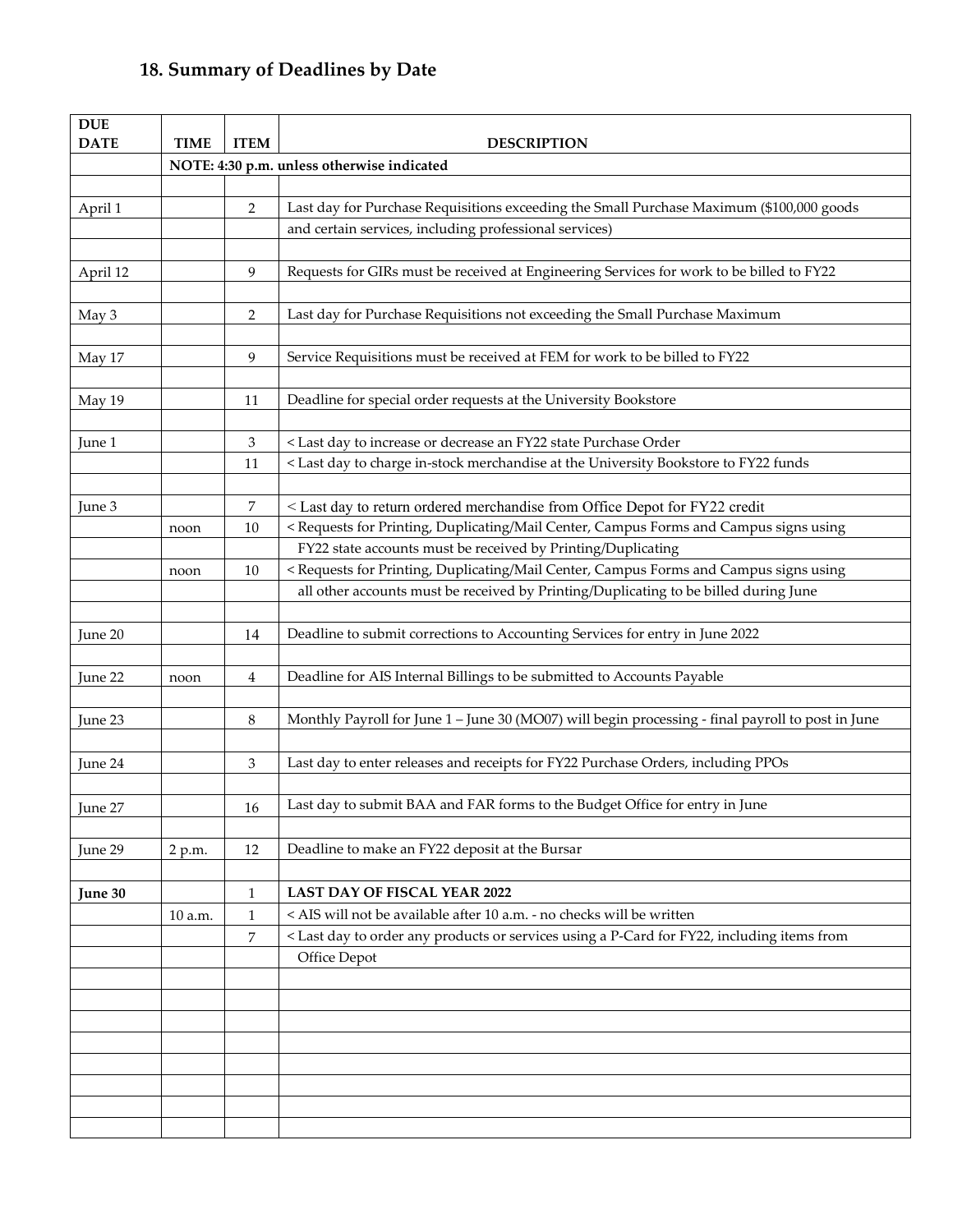## 18. Summary of Deadlines by Date

| DUE DATE | TIME | ITEM | DESCRIPTION |
|---|---|---|---|
| | NOTE: 4:30 p.m. unless otherwise indicated | | |
| April 1 | | 2 | Last day for Purchase Requisitions exceeding the Small Purchase Maximum ($100,000 goods and certain services, including professional services) |
| April 12 | | 9 | Requests for GIRs must be received at Engineering Services for work to be billed to FY22 |
| May 3 | | 2 | Last day for Purchase Requisitions not exceeding the Small Purchase Maximum |
| May 17 | | 9 | Service Requisitions must be received at FEM for work to be billed to FY22 |
| May 19 | | 11 | Deadline for special order requests at the University Bookstore |
| June 1 | | 3 | < Last day to increase or decrease an FY22 state Purchase Order |
| | | 11 | < Last day to charge in-stock merchandise at the University Bookstore to FY22 funds |
| June 3 | | 7 | < Last day to return ordered merchandise from Office Depot for FY22 credit |
| | noon | 10 | < Requests for Printing, Duplicating/Mail Center, Campus Forms and Campus signs using FY22 state accounts must be received by Printing/Duplicating |
| | noon | 10 | < Requests for Printing, Duplicating/Mail Center, Campus Forms and Campus signs using all other accounts must be received by Printing/Duplicating to be billed during June |
| June 20 | | 14 | Deadline to submit corrections to Accounting Services for entry in June 2022 |
| June 22 | noon | 4 | Deadline for AIS Internal Billings to be submitted to Accounts Payable |
| June 23 | | 8 | Monthly Payroll for June 1 – June 30 (MO07) will begin processing - final payroll to post in June |
| June 24 | | 3 | Last day to enter releases and receipts for FY22 Purchase Orders, including PPOs |
| June 27 | | 16 | Last day to submit BAA and FAR forms to the Budget Office for entry in June |
| June 29 | 2 p.m. | 12 | Deadline to make an FY22 deposit at the Bursar |
| **June 30** | | 1 | **LAST DAY OF FISCAL YEAR 2022** |
| | 10 a.m. | 1 | < AIS will not be available after 10 a.m. - no checks will be written |
| | | 7 | < Last day to order any products or services using a P-Card for FY22, including items from Office Depot |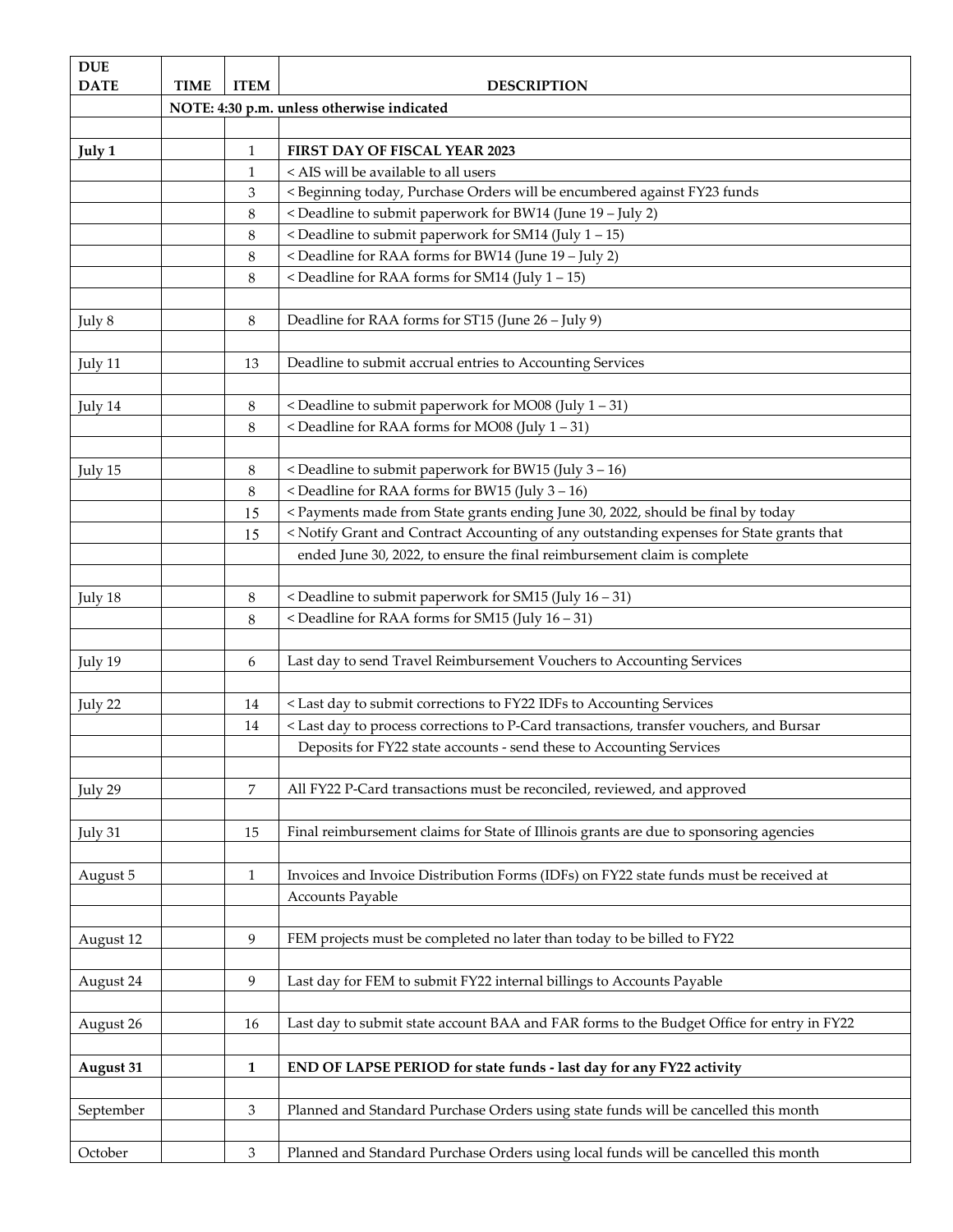| DUE DATE | TIME | ITEM | DESCRIPTION |
|---|---|---|---|
| | NOTE: 4:30 p.m. unless otherwise indicated | | |
| | | | |
| **July 1** | | 1 | **FIRST DAY OF FISCAL YEAR 2023** |
| | | 1 | < AIS will be available to all users |
| | | 3 | < Beginning today, Purchase Orders will be encumbered against FY23 funds |
| | | 8 | < Deadline to submit paperwork for BW14 (June 19 – July 2) |
| | | 8 | < Deadline to submit paperwork for SM14 (July 1 – 15) |
| | | 8 | < Deadline for RAA forms for BW14 (June 19 – July 2) |
| | | 8 | < Deadline for RAA forms for SM14 (July 1 – 15) |
| | | | |
| July 8 | | 8 | Deadline for RAA forms for ST15 (June 26 – July 9) |
| | | | |
| July 11 | | 13 | Deadline to submit accrual entries to Accounting Services |
| | | | |
| July 14 | | 8 | < Deadline to submit paperwork for MO08 (July 1 – 31) |
| | | 8 | < Deadline for RAA forms for MO08 (July 1 – 31) |
| | | | |
| July 15 | | 8 | < Deadline to submit paperwork for BW15 (July 3 – 16) |
| | | 8 | < Deadline for RAA forms for BW15 (July 3 – 16) |
| | | 15 | < Payments made from State grants ending June 30, 2022, should be final by today |
| | | 15 | < Notify Grant and Contract Accounting of any outstanding expenses for State grants that |
| | | | ended June 30, 2022, to ensure the final reimbursement claim is complete |
| | | | |
| July 18 | | 8 | < Deadline to submit paperwork for SM15 (July 16 – 31) |
| | | 8 | < Deadline for RAA forms for SM15 (July 16 – 31) |
| | | | |
| July 19 | | 6 | Last day to send Travel Reimbursement Vouchers to Accounting Services |
| | | | |
| July 22 | | 14 | < Last day to submit corrections to FY22 IDFs to Accounting Services |
| | | 14 | < Last day to process corrections to P-Card transactions, transfer vouchers, and Bursar |
| | | | Deposits for FY22 state accounts - send these to Accounting Services |
| | | | |
| July 29 | | 7 | All FY22 P-Card transactions must be reconciled, reviewed, and approved |
| | | | |
| July 31 | | 15 | Final reimbursement claims for State of Illinois grants are due to sponsoring agencies |
| | | | |
| August 5 | | 1 | Invoices and Invoice Distribution Forms (IDFs) on FY22 state funds must be received at |
| | | | Accounts Payable |
| | | | |
| August 12 | | 9 | FEM projects must be completed no later than today to be billed to FY22 |
| | | | |
| August 24 | | 9 | Last day for FEM to submit FY22 internal billings to Accounts Payable |
| | | | |
| August 26 | | 16 | Last day to submit state account BAA and FAR forms to the Budget Office for entry in FY22 |
| | | | |
| **August 31** | | **1** | **END OF LAPSE PERIOD for state funds - last day for any FY22 activity** |
| | | | |
| September | | 3 | Planned and Standard Purchase Orders using state funds will be cancelled this month |
| | | | |
| October | | 3 | Planned and Standard Purchase Orders using local funds will be cancelled this month |